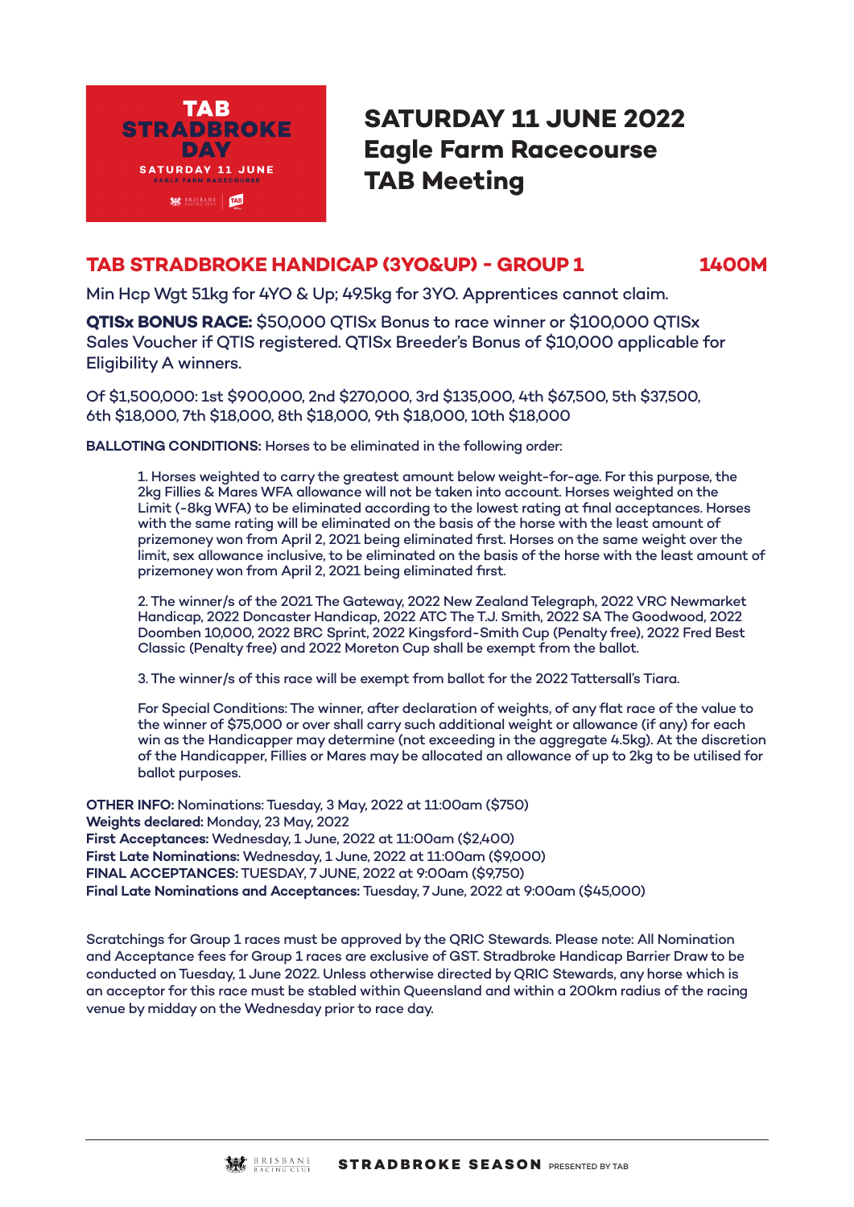TAB STRADBROKE DAY
SATURDAY 11 JUNE
EAGLE FARM RACECOURSE

# SATURDAY 11 JUNE 2022
# Eagle Farm Racecourse
# TAB Meeting

## TAB STRADBROKE HANDICAP (3YO&UP) - GROUP 1 — 1400M

Min Hcp Wgt 51kg for 4YO & Up; 49.5kg for 3YO. Apprentices cannot claim.

**QTISx BONUS RACE:** $50,000 QTISx Bonus to race winner or $100,000 QTISx Sales Voucher if QTIS registered. QTISx Breeder's Bonus of $10,000 applicable for Eligibility A winners.

Of $1,500,000: 1st $900,000, 2nd $270,000, 3rd $135,000, 4th $67,500, 5th $37,500, 6th $18,000, 7th $18,000, 8th $18,000, 9th $18,000, 10th $18,000

**BALLOTING CONDITIONS:** Horses to be eliminated in the following order:

1. Horses weighted to carry the greatest amount below weight-for-age. For this purpose, the 2kg Fillies & Mares WFA allowance will not be taken into account. Horses weighted on the Limit (-8kg WFA) to be eliminated according to the lowest rating at final acceptances. Horses with the same rating will be eliminated on the basis of the horse with the least amount of prizemoney won from April 2, 2021 being eliminated first. Horses on the same weight over the limit, sex allowance inclusive, to be eliminated on the basis of the horse with the least amount of prizemoney won from April 2, 2021 being eliminated first.

2. The winner/s of the 2021 The Gateway, 2022 New Zealand Telegraph, 2022 VRC Newmarket Handicap, 2022 Doncaster Handicap, 2022 ATC The T.J. Smith, 2022 SA The Goodwood, 2022 Doomben 10,000, 2022 BRC Sprint, 2022 Kingsford-Smith Cup (Penalty free), 2022 Fred Best Classic (Penalty free) and 2022 Moreton Cup shall be exempt from the ballot.

3. The winner/s of this race will be exempt from ballot for the 2022 Tattersall's Tiara.

For Special Conditions: The winner, after declaration of weights, of any flat race of the value to the winner of $75,000 or over shall carry such additional weight or allowance (if any) for each win as the Handicapper may determine (not exceeding in the aggregate 4.5kg). At the discretion of the Handicapper, Fillies or Mares may be allocated an allowance of up to 2kg to be utilised for ballot purposes.

**OTHER INFO:** Nominations: Tuesday, 3 May, 2022 at 11:00am ($750)
**Weights declared:** Monday, 23 May, 2022
**First Acceptances:** Wednesday, 1 June, 2022 at 11:00am ($2,400)
**First Late Nominations:** Wednesday, 1 June, 2022 at 11:00am ($9,000)
**FINAL ACCEPTANCES:** TUESDAY, 7 JUNE, 2022 at 9:00am ($9,750)
**Final Late Nominations and Acceptances:** Tuesday, 7 June, 2022 at 9:00am ($45,000)

Scratchings for Group 1 races must be approved by the QRIC Stewards. Please note: All Nomination and Acceptance fees for Group 1 races are exclusive of GST. Stradbroke Handicap Barrier Draw to be conducted on Tuesday, 1 June 2022. Unless otherwise directed by QRIC Stewards, any horse which is an acceptor for this race must be stabled within Queensland and within a 200km radius of the racing venue by midday on the Wednesday prior to race day.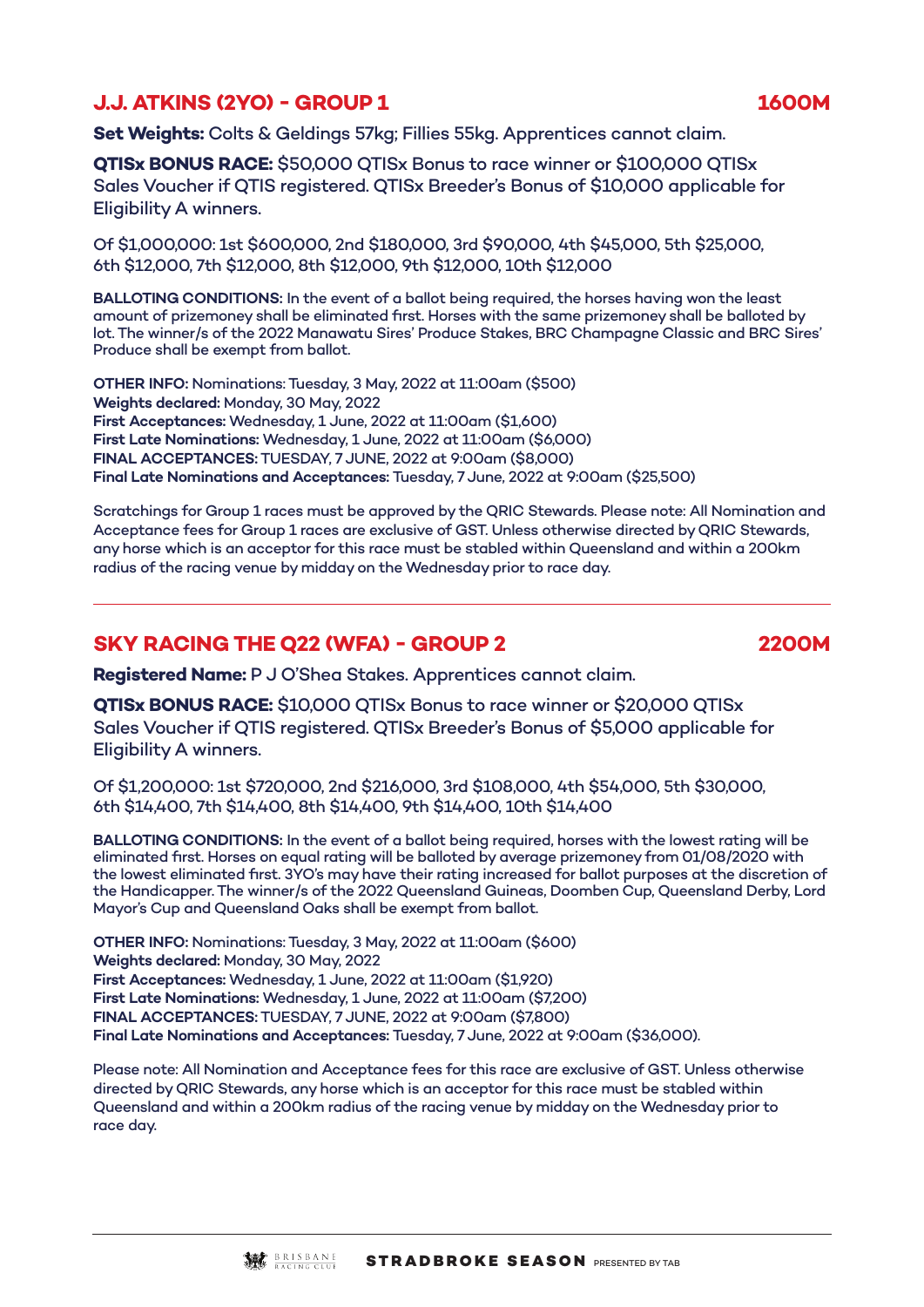## J.J. ATKINS (2YO) - GROUP 1 — 1600M

**Set Weights:** Colts & Geldings 57kg; Fillies 55kg. Apprentices cannot claim.

**QTISx BONUS RACE:** $50,000 QTISx Bonus to race winner or $100,000 QTISx Sales Voucher if QTIS registered. QTISx Breeder's Bonus of $10,000 applicable for Eligibility A winners.

Of $1,000,000: 1st $600,000, 2nd $180,000, 3rd $90,000, 4th $45,000, 5th $25,000, 6th $12,000, 7th $12,000, 8th $12,000, 9th $12,000, 10th $12,000

**BALLOTING CONDITIONS:** In the event of a ballot being required, the horses having won the least amount of prizemoney shall be eliminated first. Horses with the same prizemoney shall be balloted by lot. The winner/s of the 2022 Manawatu Sires' Produce Stakes, BRC Champagne Classic and BRC Sires' Produce shall be exempt from ballot.

**OTHER INFO:** Nominations: Tuesday, 3 May, 2022 at 11:00am ($500)
**Weights declared:** Monday, 30 May, 2022
**First Acceptances:** Wednesday, 1 June, 2022 at 11:00am ($1,600)
**First Late Nominations:** Wednesday, 1 June, 2022 at 11:00am ($6,000)
**FINAL ACCEPTANCES:** TUESDAY, 7 JUNE, 2022 at 9:00am ($8,000)
**Final Late Nominations and Acceptances:** Tuesday, 7 June, 2022 at 9:00am ($25,500)

Scratchings for Group 1 races must be approved by the QRIC Stewards. Please note: All Nomination and Acceptance fees for Group 1 races are exclusive of GST. Unless otherwise directed by QRIC Stewards, any horse which is an acceptor for this race must be stabled within Queensland and within a 200km radius of the racing venue by midday on the Wednesday prior to race day.

---

## SKY RACING THE Q22 (WFA) - GROUP 2 — 2200M

**Registered Name:** P J O'Shea Stakes. Apprentices cannot claim.

**QTISx BONUS RACE:** $10,000 QTISx Bonus to race winner or $20,000 QTISx Sales Voucher if QTIS registered. QTISx Breeder's Bonus of $5,000 applicable for Eligibility A winners.

Of $1,200,000: 1st $720,000, 2nd $216,000, 3rd $108,000, 4th $54,000, 5th $30,000, 6th $14,400, 7th $14,400, 8th $14,400, 9th $14,400, 10th $14,400

**BALLOTING CONDITIONS:** In the event of a ballot being required, horses with the lowest rating will be eliminated first. Horses on equal rating will be balloted by average prizemoney from 01/08/2020 with the lowest eliminated first. 3YO's may have their rating increased for ballot purposes at the discretion of the Handicapper. The winner/s of the 2022 Queensland Guineas, Doomben Cup, Queensland Derby, Lord Mayor's Cup and Queensland Oaks shall be exempt from ballot.

**OTHER INFO:** Nominations: Tuesday, 3 May, 2022 at 11:00am ($600)
**Weights declared:** Monday, 30 May, 2022
**First Acceptances:** Wednesday, 1 June, 2022 at 11:00am ($1,920)
**First Late Nominations:** Wednesday, 1 June, 2022 at 11:00am ($7,200)
**FINAL ACCEPTANCES:** TUESDAY, 7 JUNE, 2022 at 9:00am ($7,800)
**Final Late Nominations and Acceptances:** Tuesday, 7 June, 2022 at 9:00am ($36,000).

Please note: All Nomination and Acceptance fees for this race are exclusive of GST. Unless otherwise directed by QRIC Stewards, any horse which is an acceptor for this race must be stabled within Queensland and within a 200km radius of the racing venue by midday on the Wednesday prior to race day.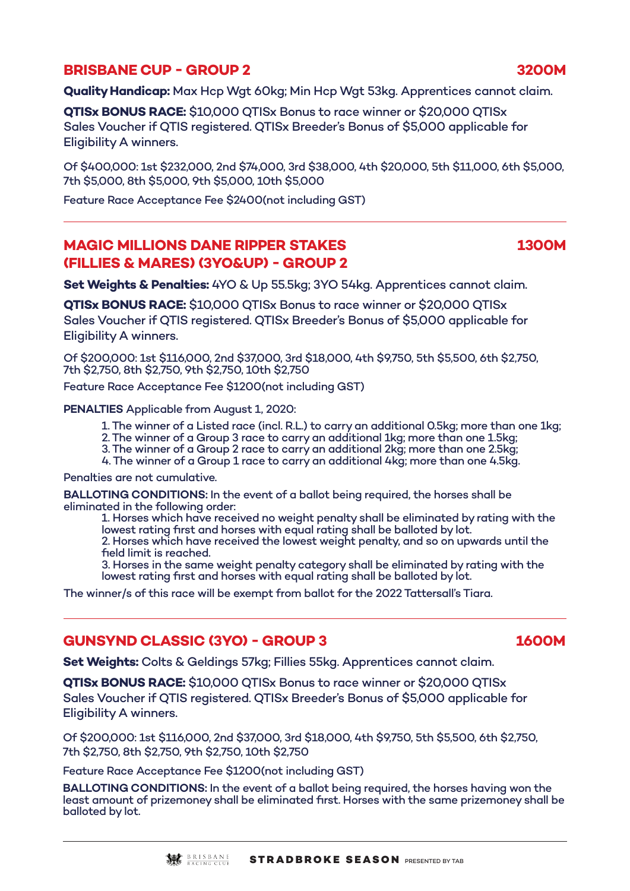## BRISBANE CUP - GROUP 2 — 3200M

**Quality Handicap:** Max Hcp Wgt 60kg; Min Hcp Wgt 53kg. Apprentices cannot claim.

**QTISx BONUS RACE:** $10,000 QTISx Bonus to race winner or $20,000 QTISx Sales Voucher if QTIS registered. QTISx Breeder's Bonus of $5,000 applicable for Eligibility A winners.

Of $400,000: 1st $232,000, 2nd $74,000, 3rd $38,000, 4th $20,000, 5th $11,000, 6th $5,000, 7th $5,000, 8th $5,000, 9th $5,000, 10th $5,000

Feature Race Acceptance Fee $2400(not including GST)

---

## MAGIC MILLIONS DANE RIPPER STAKES (FILLIES & MARES) (3YO&UP) - GROUP 2 — 1300M

**Set Weights & Penalties:** 4YO & Up 55.5kg; 3YO 54kg. Apprentices cannot claim.

**QTISx BONUS RACE:** $10,000 QTISx Bonus to race winner or $20,000 QTISx Sales Voucher if QTIS registered. QTISx Breeder's Bonus of $5,000 applicable for Eligibility A winners.

Of $200,000: 1st $116,000, 2nd $37,000, 3rd $18,000, 4th $9,750, 5th $5,500, 6th $2,750, 7th $2,750, 8th $2,750, 9th $2,750, 10th $2,750

Feature Race Acceptance Fee $1200(not including GST)

**PENALTIES** Applicable from August 1, 2020:

1. The winner of a Listed race (incl. R.L.) to carry an additional 0.5kg; more than one 1kg;
2. The winner of a Group 3 race to carry an additional 1kg; more than one 1.5kg;
3. The winner of a Group 2 race to carry an additional 2kg; more than one 2.5kg;
4. The winner of a Group 1 race to carry an additional 4kg; more than one 4.5kg.

Penalties are not cumulative.

**BALLOTING CONDITIONS:** In the event of a ballot being required, the horses shall be eliminated in the following order:

1. Horses which have received no weight penalty shall be eliminated by rating with the lowest rating first and horses with equal rating shall be balloted by lot.
2. Horses which have received the lowest weight penalty, and so on upwards until the field limit is reached.
3. Horses in the same weight penalty category shall be eliminated by rating with the lowest rating first and horses with equal rating shall be balloted by lot.

The winner/s of this race will be exempt from ballot for the 2022 Tattersall's Tiara.

---

## GUNSYND CLASSIC (3YO) - GROUP 3 — 1600M

**Set Weights:** Colts & Geldings 57kg; Fillies 55kg. Apprentices cannot claim.

**QTISx BONUS RACE:** $10,000 QTISx Bonus to race winner or $20,000 QTISx Sales Voucher if QTIS registered. QTISx Breeder's Bonus of $5,000 applicable for Eligibility A winners.

Of $200,000: 1st $116,000, 2nd $37,000, 3rd $18,000, 4th $9,750, 5th $5,500, 6th $2,750, 7th $2,750, 8th $2,750, 9th $2,750, 10th $2,750

Feature Race Acceptance Fee $1200(not including GST)

**BALLOTING CONDITIONS:** In the event of a ballot being required, the horses having won the least amount of prizemoney shall be eliminated first. Horses with the same prizemoney shall be balloted by lot.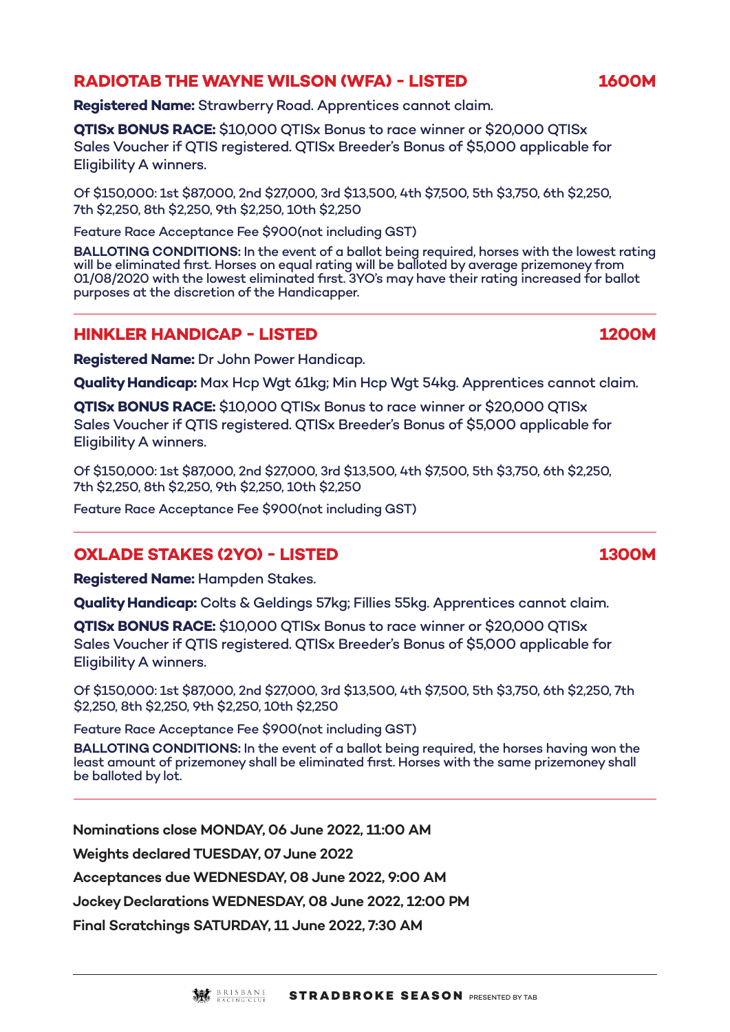## RADIOTAB THE WAYNE WILSON (WFA) - LISTED 1600M

**Registered Name:** Strawberry Road. Apprentices cannot claim.

**QTISx BONUS RACE:** $10,000 QTISx Bonus to race winner or $20,000 QTISx Sales Voucher if QTIS registered. QTISx Breeder's Bonus of $5,000 applicable for Eligibility A winners.

Of $150,000: 1st $87,000, 2nd $27,000, 3rd $13,500, 4th $7,500, 5th $3,750, 6th $2,250, 7th $2,250, 8th $2,250, 9th $2,250, 10th $2,250

Feature Race Acceptance Fee $900(not including GST)

**BALLOTING CONDITIONS:** In the event of a ballot being required, horses with the lowest rating will be eliminated first. Horses on equal rating will be balloted by average prizemoney from 01/08/2020 with the lowest eliminated first. 3YO's may have their rating increased for ballot purposes at the discretion of the Handicapper.

## HINKLER HANDICAP - LISTED 1200M

**Registered Name:** Dr John Power Handicap.

**Quality Handicap:** Max Hcp Wgt 61kg; Min Hcp Wgt 54kg. Apprentices cannot claim.

**QTISx BONUS RACE:** $10,000 QTISx Bonus to race winner or $20,000 QTISx Sales Voucher if QTIS registered. QTISx Breeder's Bonus of $5,000 applicable for Eligibility A winners.

Of $150,000: 1st $87,000, 2nd $27,000, 3rd $13,500, 4th $7,500, 5th $3,750, 6th $2,250, 7th $2,250, 8th $2,250, 9th $2,250, 10th $2,250

Feature Race Acceptance Fee $900(not including GST)

## OXLADE STAKES (2YO) - LISTED 1300M

**Registered Name:** Hampden Stakes.

**Quality Handicap:** Colts & Geldings 57kg; Fillies 55kg. Apprentices cannot claim.

**QTISx BONUS RACE:** $10,000 QTISx Bonus to race winner or $20,000 QTISx Sales Voucher if QTIS registered. QTISx Breeder's Bonus of $5,000 applicable for Eligibility A winners.

Of $150,000: 1st $87,000, 2nd $27,000, 3rd $13,500, 4th $7,500, 5th $3,750, 6th $2,250, 7th $2,250, 8th $2,250, 9th $2,250, 10th $2,250

Feature Race Acceptance Fee $900(not including GST)

**BALLOTING CONDITIONS:** In the event of a ballot being required, the horses having won the least amount of prizemoney shall be eliminated first. Horses with the same prizemoney shall be balloted by lot.

**Nominations close MONDAY, 06 June 2022, 11:00 AM**

**Weights declared TUESDAY, 07 June 2022**

**Acceptances due WEDNESDAY, 08 June 2022, 9:00 AM**

**Jockey Declarations WEDNESDAY, 08 June 2022, 12:00 PM**

**Final Scratchings SATURDAY, 11 June 2022, 7:30 AM**